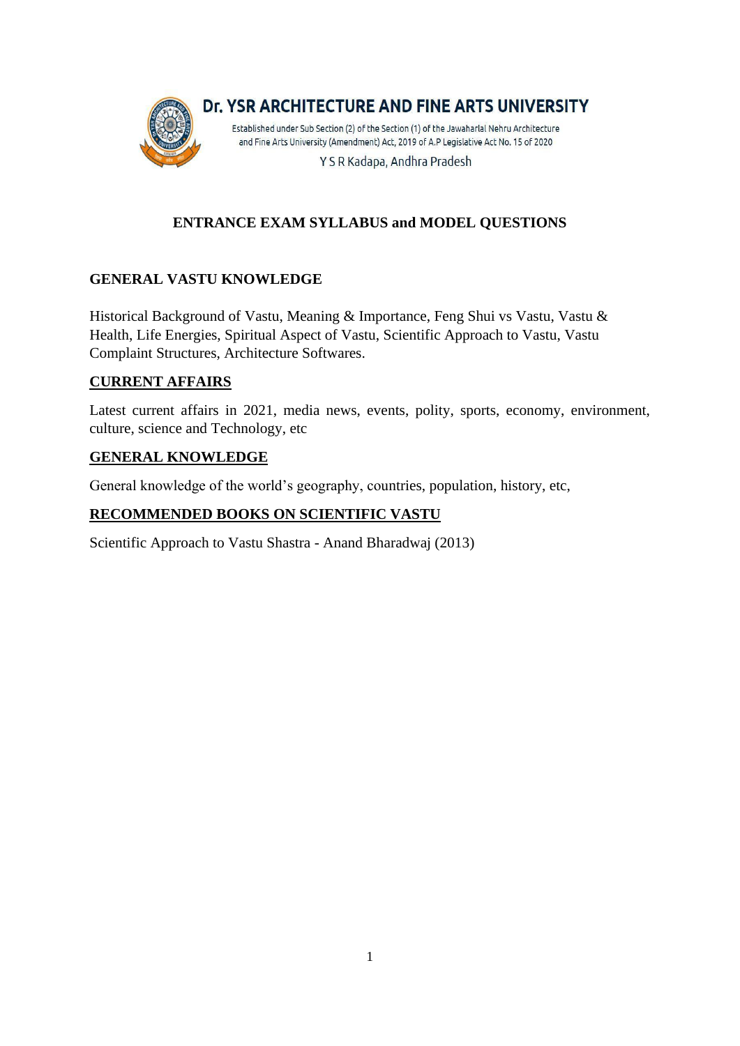# Dr. YSR ARCHITECTURE AND FINE ARTS UNIVERSITY

Established under Sub Section (2) of the Section (1) of the Jawaharlal Nehru Architecture and Fine Arts University (Amendment) Act, 2019 of A.P Legislative Act No. 15 of 2020

Y S R Kadapa, Andhra Pradesh

## ENTRANCE EXAM SYLLABUS and MODEL QUESTIONS

### GENERAL VASTU KNOWLEDGE

Historical Background of Vastu, Meaning & Importance, Feng Shui vs Vastu, Vastu & Health, Life Energies, Spiritual Aspect of Vastu, Scientific Approach to Vastu, Vastu Complaint Structures, Architecture Softwares.

### CURRENT AFFAIRS

Latest current affairs in 2021, media news, events, polity, sports, economy, environment, culture, science and Technology, etc

### GENERAL KNOWLEDGE

General knowledge of the world's geography, countries, population, history, etc,

### RECOMMENDED BOOKS ON SCIENTIFIC VASTU

Scientific Approach to Vastu Shastra - Anand Bharadwaj (2013)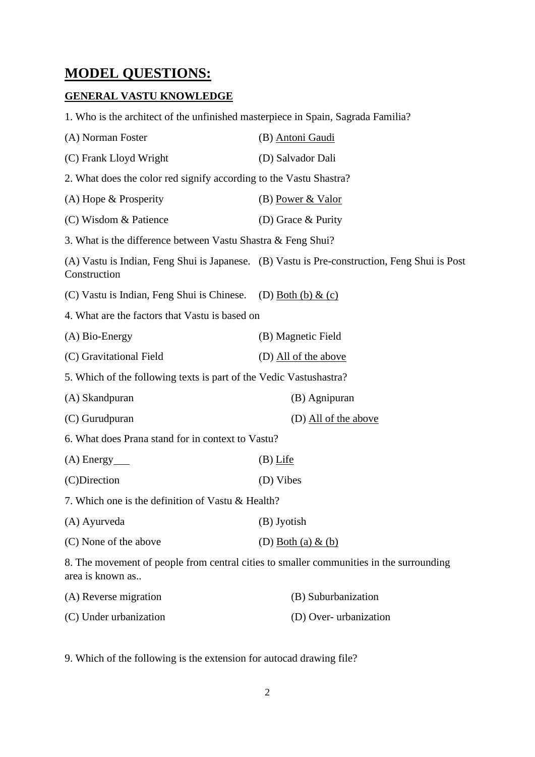# MODEL QUESTIONS:

## GENERAL VASTU KNOWLEDGE

1. Who is the architect of the unfinished masterpiece in Spain, Sagrada Familia?

(A) Norman Foster (B) Antoni Gaudi

(C) Frank Lloyd Wright (D) Salvador Dali

2. What does the color red signify according to the Vastu Shastra?

(A) Hope & Prosperity (B) Power & Valor

(C) Wisdom & Patience (D) Grace & Purity

3. What is the difference between Vastu Shastra & Feng Shui?

(A) Vastu is Indian, Feng Shui is Japanese. (B) Vastu is Pre-construction, Feng Shui is Post Construction

(C) Vastu is Indian, Feng Shui is Chinese. (D) Both (b) & (c)

4. What are the factors that Vastu is based on

(A) Bio-Energy (B) Magnetic Field

(C) Gravitational Field (D) All of the above

5. Which of the following texts is part of the Vedic Vastushastra?

(A) Skandpuran (B) Agnipuran

(C) Gurudpuran (D) All of the above

6. What does Prana stand for in context to Vastu?

(A) Energy (B) Life

(C)Direction (D) Vibes

7. Which one is the definition of Vastu & Health?

(A) Ayurveda (B) Jyotish

(C) None of the above (D) Both (a) & (b)

8. The movement of people from central cities to smaller communities in the surrounding area is known as..

(A) Reverse migration (B) Suburbanization

(C) Under urbanization (D) Over- urbanization

9. Which of the following is the extension for autocad drawing file?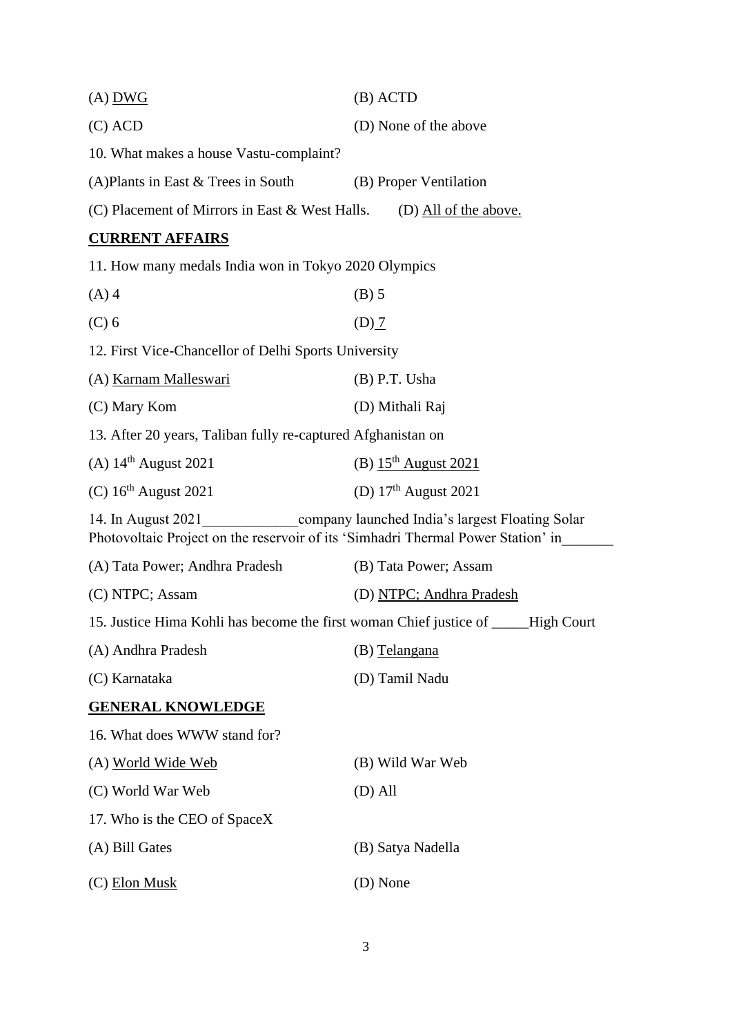(A) <u>DWG</u> (B) ACTD

(C) ACD (D) None of the above

10. What makes a house Vastu-complaint?

(A)Plants in East & Trees in South (B) Proper Ventilation

(C) Placement of Mirrors in East & West Halls. (D) <u>All of the above.</u>

## <u>CURRENT AFFAIRS</u>

11. How many medals India won in Tokyo 2020 Olympics

(A) 4 (B) 5

(C) 6 (D) <u>7</u>

12. First Vice-Chancellor of Delhi Sports University

(A) <u>Karnam Malleswari</u> (B) P.T. Usha

(C) Mary Kom (D) Mithali Raj

13. After 20 years, Taliban fully re-captured Afghanistan on

(A) 14th August 2021 (B) <u>15th August 2021</u>

(C) 16th August 2021 (D) 17th August 2021

14. In August 2021_____________company launched India's largest Floating Solar Photovoltaic Project on the reservoir of its 'Simhadri Thermal Power Station' in_______

(A) Tata Power; Andhra Pradesh (B) Tata Power; Assam

(C) NTPC; Assam (D) <u>NTPC; Andhra Pradesh</u>

15. Justice Hima Kohli has become the first woman Chief justice of _____High Court

(A) Andhra Pradesh (B) <u>Telangana</u>

(C) Karnataka (D) Tamil Nadu

## <u>GENERAL KNOWLEDGE</u>

16. What does WWW stand for?

(A) <u>World Wide Web</u> (B) Wild War Web

(C) World War Web (D) All

17. Who is the CEO of SpaceX

(A) Bill Gates (B) Satya Nadella

(C) <u>Elon Musk</u> (D) None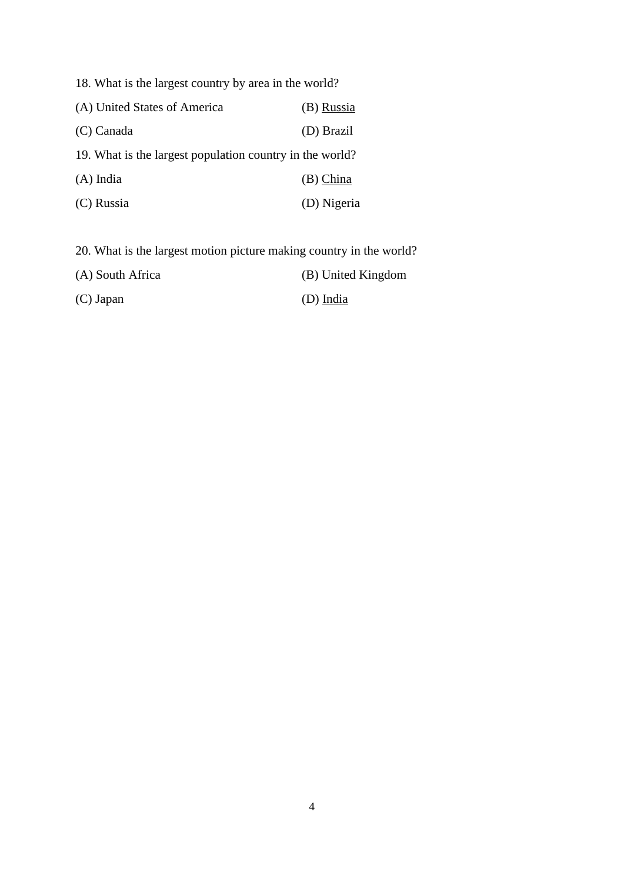18. What is the largest country by area in the world?

(A) United States of America

(B) <u>Russia</u>

(C) Canada

(D) Brazil

19. What is the largest population country in the world?

(A) India

(B) <u>China</u>

(C) Russia

(D) Nigeria

20. What is the largest motion picture making country in the world?

(A) South Africa

(B) United Kingdom

(C) Japan

(D) <u>India</u>